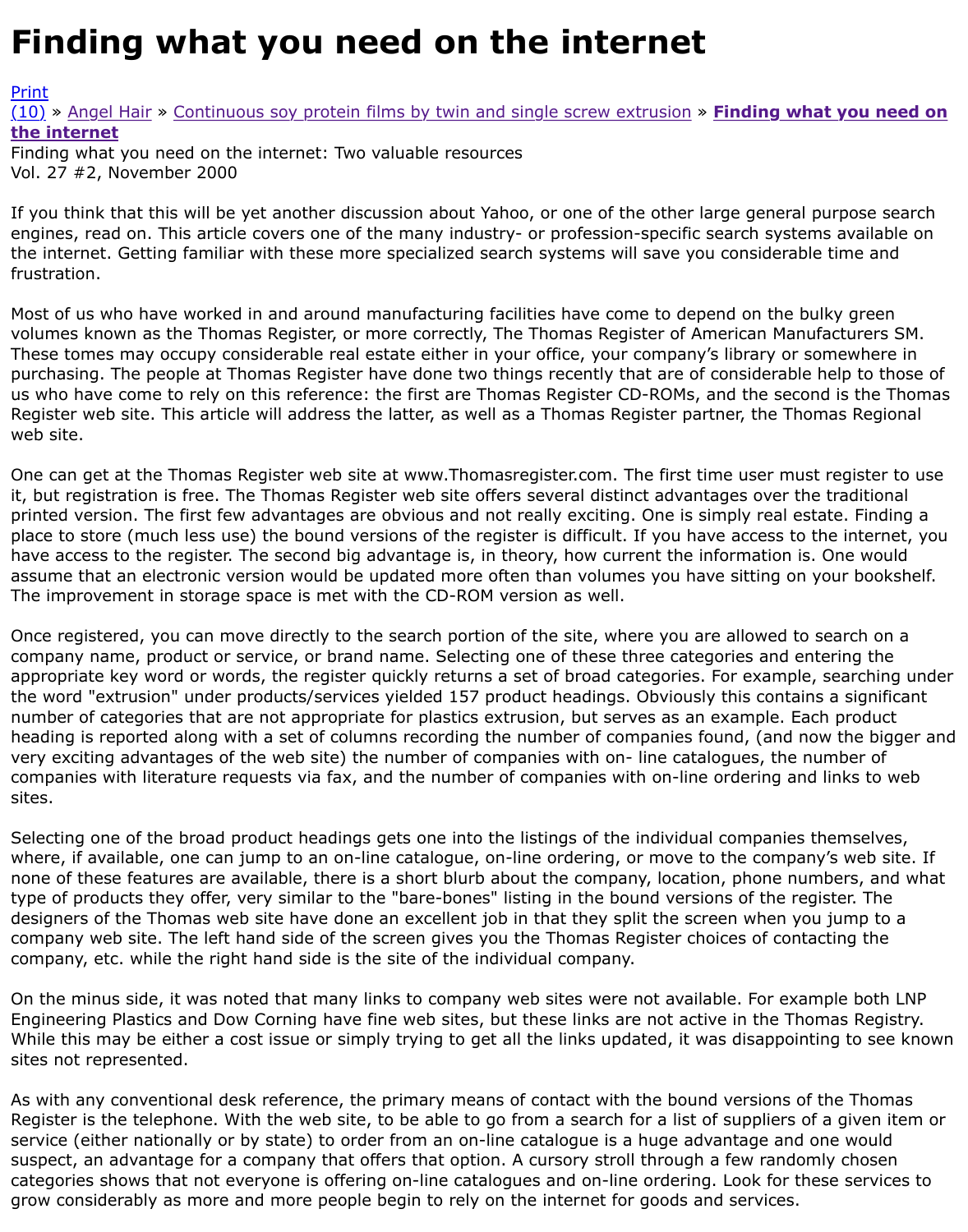# Finding what you need on the internet

Print
(10) » Angel Hair » Continuous soy protein films by twin and single screw extrusion » **Finding what you need on the internet**

Finding what you need on the internet: Two valuable resources
Vol. 27 #2, November 2000

If you think that this will be yet another discussion about Yahoo, or one of the other large general purpose search engines, read on. This article covers one of the many industry- or profession-specific search systems available on the internet. Getting familiar with these more specialized search systems will save you considerable time and frustration.

Most of us who have worked in and around manufacturing facilities have come to depend on the bulky green volumes known as the Thomas Register, or more correctly, The Thomas Register of American Manufacturers SM. These tomes may occupy considerable real estate either in your office, your company's library or somewhere in purchasing. The people at Thomas Register have done two things recently that are of considerable help to those of us who have come to rely on this reference: the first are Thomas Register CD-ROMs, and the second is the Thomas Register web site. This article will address the latter, as well as a Thomas Register partner, the Thomas Regional web site.

One can get at the Thomas Register web site at www.Thomasregister.com. The first time user must register to use it, but registration is free. The Thomas Register web site offers several distinct advantages over the traditional printed version. The first few advantages are obvious and not really exciting. One is simply real estate. Finding a place to store (much less use) the bound versions of the register is difficult. If you have access to the internet, you have access to the register. The second big advantage is, in theory, how current the information is. One would assume that an electronic version would be updated more often than volumes you have sitting on your bookshelf. The improvement in storage space is met with the CD-ROM version as well.

Once registered, you can move directly to the search portion of the site, where you are allowed to search on a company name, product or service, or brand name. Selecting one of these three categories and entering the appropriate key word or words, the register quickly returns a set of broad categories. For example, searching under the word "extrusion" under products/services yielded 157 product headings. Obviously this contains a significant number of categories that are not appropriate for plastics extrusion, but serves as an example. Each product heading is reported along with a set of columns recording the number of companies found, (and now the bigger and very exciting advantages of the web site) the number of companies with on- line catalogues, the number of companies with literature requests via fax, and the number of companies with on-line ordering and links to web sites.

Selecting one of the broad product headings gets one into the listings of the individual companies themselves, where, if available, one can jump to an on-line catalogue, on-line ordering, or move to the company's web site. If none of these features are available, there is a short blurb about the company, location, phone numbers, and what type of products they offer, very similar to the "bare-bones" listing in the bound versions of the register. The designers of the Thomas web site have done an excellent job in that they split the screen when you jump to a company web site. The left hand side of the screen gives you the Thomas Register choices of contacting the company, etc. while the right hand side is the site of the individual company.

On the minus side, it was noted that many links to company web sites were not available. For example both LNP Engineering Plastics and Dow Corning have fine web sites, but these links are not active in the Thomas Registry. While this may be either a cost issue or simply trying to get all the links updated, it was disappointing to see known sites not represented.

As with any conventional desk reference, the primary means of contact with the bound versions of the Thomas Register is the telephone. With the web site, to be able to go from a search for a list of suppliers of a given item or service (either nationally or by state) to order from an on-line catalogue is a huge advantage and one would suspect, an advantage for a company that offers that option. A cursory stroll through a few randomly chosen categories shows that not everyone is offering on-line catalogues and on-line ordering. Look for these services to grow considerably as more and more people begin to rely on the internet for goods and services.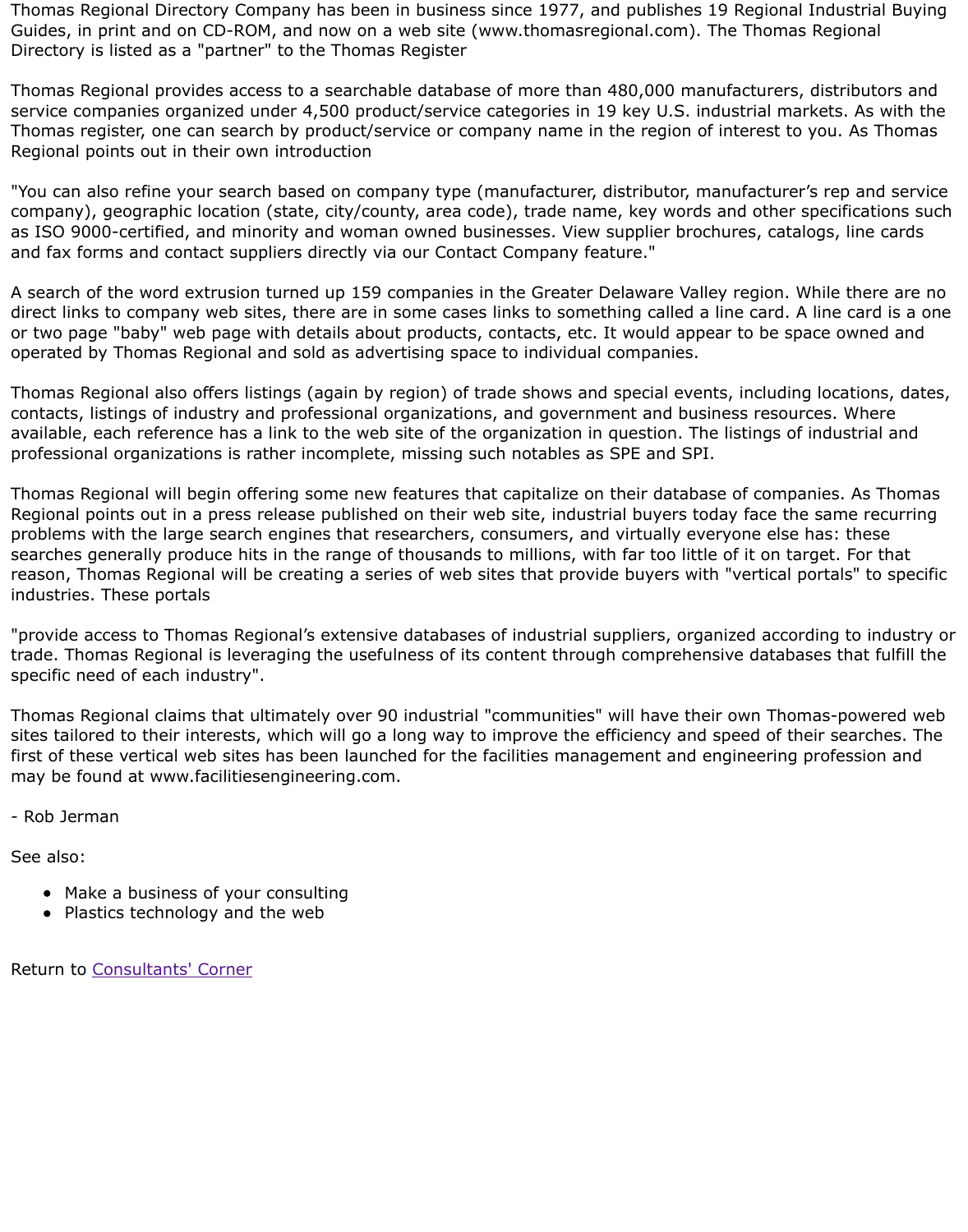Thomas Regional Directory Company has been in business since 1977, and publishes 19 Regional Industrial Buying Guides, in print and on CD-ROM, and now on a web site (www.thomasregional.com). The Thomas Regional Directory is listed as a "partner" to the Thomas Register

Thomas Regional provides access to a searchable database of more than 480,000 manufacturers, distributors and service companies organized under 4,500 product/service categories in 19 key U.S. industrial markets. As with the Thomas register, one can search by product/service or company name in the region of interest to you. As Thomas Regional points out in their own introduction

"You can also refine your search based on company type (manufacturer, distributor, manufacturer's rep and service company), geographic location (state, city/county, area code), trade name, key words and other specifications such as ISO 9000-certified, and minority and woman owned businesses. View supplier brochures, catalogs, line cards and fax forms and contact suppliers directly via our Contact Company feature."

A search of the word extrusion turned up 159 companies in the Greater Delaware Valley region. While there are no direct links to company web sites, there are in some cases links to something called a line card. A line card is a one or two page "baby" web page with details about products, contacts, etc. It would appear to be space owned and operated by Thomas Regional and sold as advertising space to individual companies.

Thomas Regional also offers listings (again by region) of trade shows and special events, including locations, dates, contacts, listings of industry and professional organizations, and government and business resources. Where available, each reference has a link to the web site of the organization in question. The listings of industrial and professional organizations is rather incomplete, missing such notables as SPE and SPI.

Thomas Regional will begin offering some new features that capitalize on their database of companies. As Thomas Regional points out in a press release published on their web site, industrial buyers today face the same recurring problems with the large search engines that researchers, consumers, and virtually everyone else has: these searches generally produce hits in the range of thousands to millions, with far too little of it on target. For that reason, Thomas Regional will be creating a series of web sites that provide buyers with "vertical portals" to specific industries. These portals

"provide access to Thomas Regional's extensive databases of industrial suppliers, organized according to industry or trade. Thomas Regional is leveraging the usefulness of its content through comprehensive databases that fulfill the specific need of each industry".

Thomas Regional claims that ultimately over 90 industrial "communities" will have their own Thomas-powered web sites tailored to their interests, which will go a long way to improve the efficiency and speed of their searches. The first of these vertical web sites has been launched for the facilities management and engineering profession and may be found at www.facilitiesengineering.com.

- Rob Jerman

See also:

- Make a business of your consulting
- Plastics technology and the web

Return to Consultants' Corner